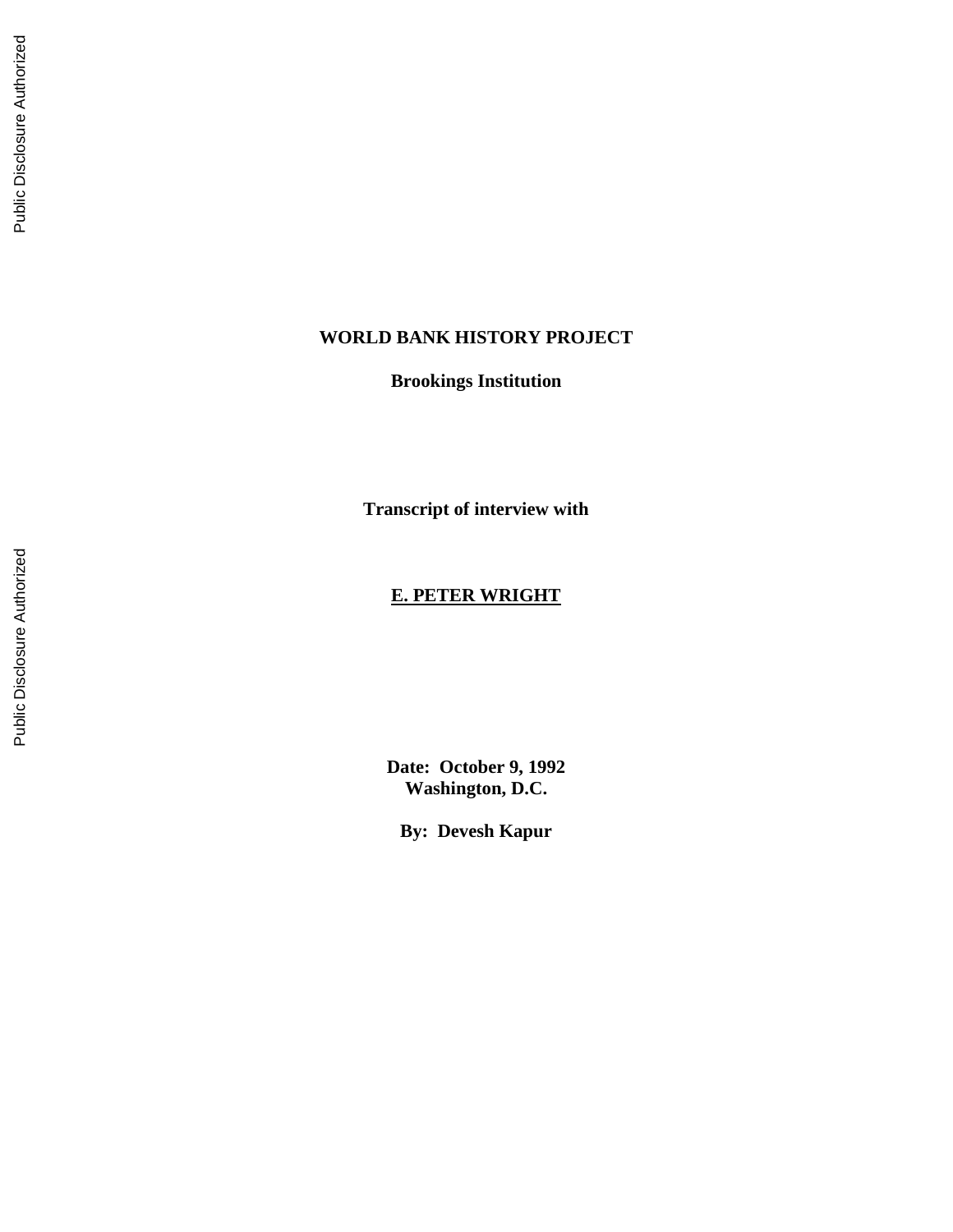**WORLD BANK HISTORY PROJECT**

**Brookings Institution**

**Transcript of interview with**

**E. PETER WRIGHT**

**Date: October 9, 1992**
**Washington, D.C.**

**By: Devesh Kapur**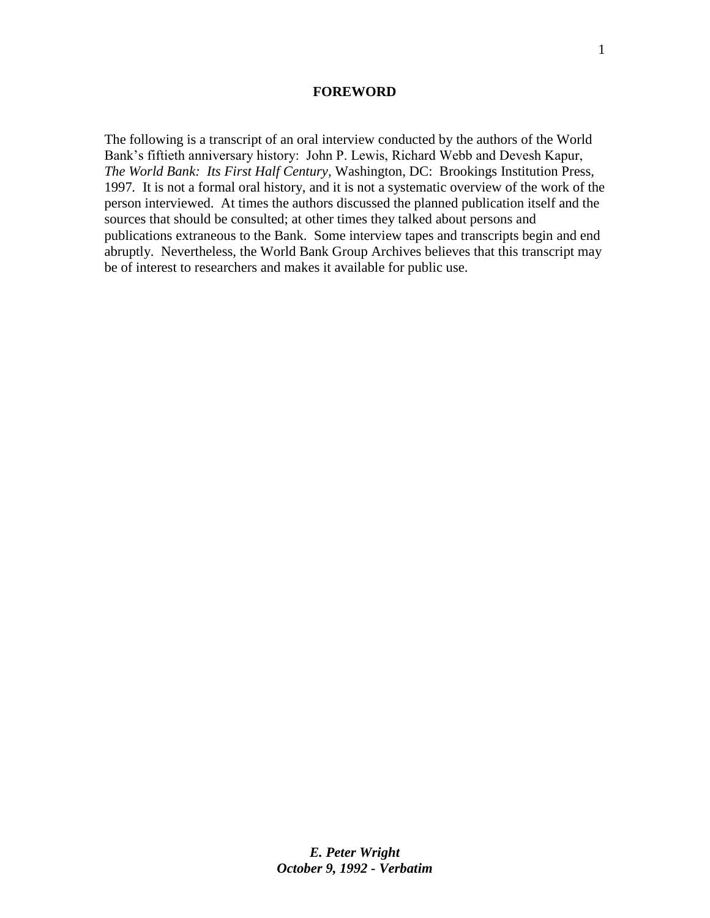## FOREWORD

The following is a transcript of an oral interview conducted by the authors of the World Bank's fiftieth anniversary history: John P. Lewis, Richard Webb and Devesh Kapur, *The World Bank: Its First Half Century*, Washington, DC: Brookings Institution Press, 1997. It is not a formal oral history, and it is not a systematic overview of the work of the person interviewed. At times the authors discussed the planned publication itself and the sources that should be consulted; at other times they talked about persons and publications extraneous to the Bank. Some interview tapes and transcripts begin and end abruptly. Nevertheless, the World Bank Group Archives believes that this transcript may be of interest to researchers and makes it available for public use.

***E. Peter Wright***
***October 9, 1992 - Verbatim***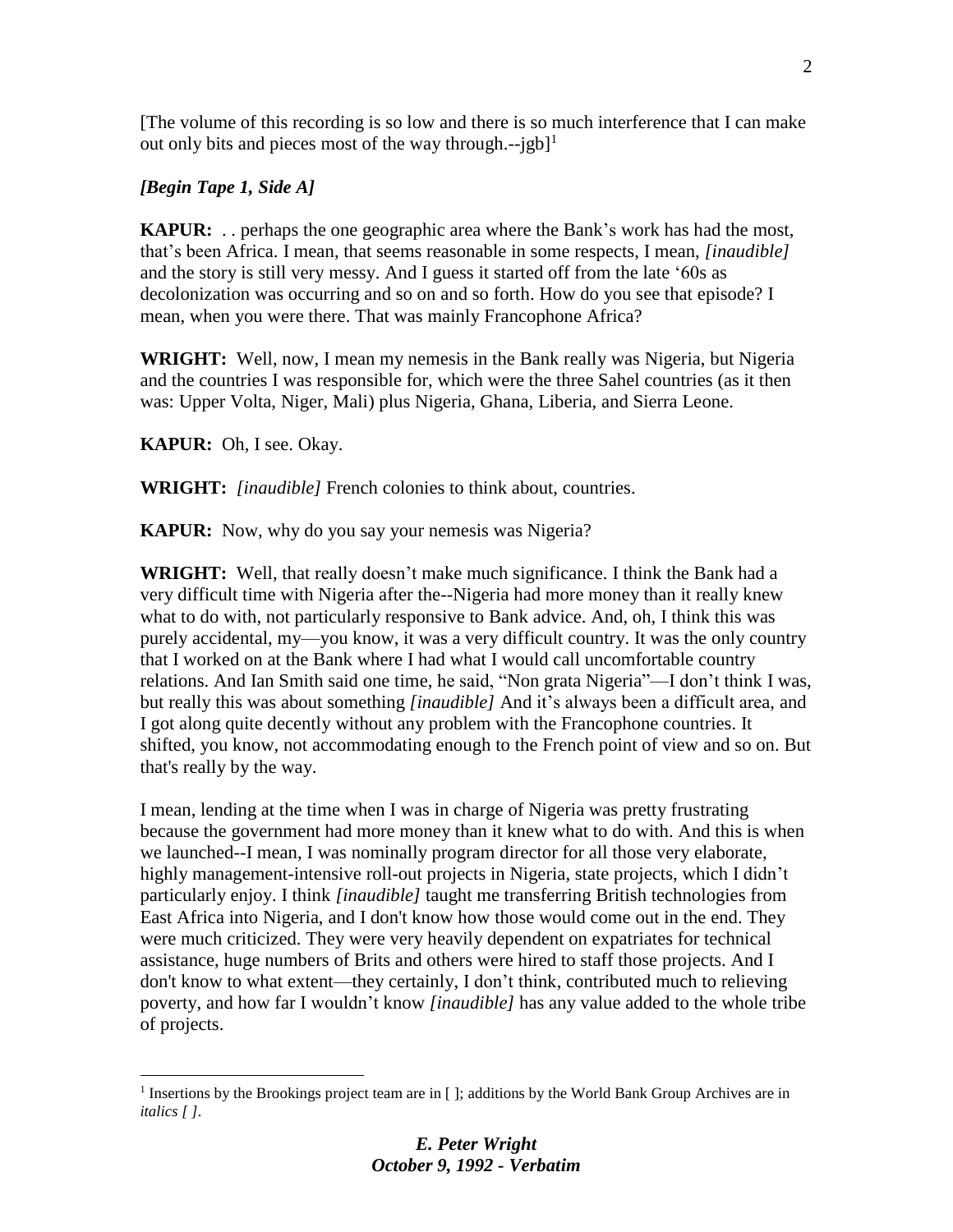[The volume of this recording is so low and there is so much interference that I can make out only bits and pieces most of the way through.--jgb][1]

*[Begin Tape 1, Side A]*

**KAPUR:** . . perhaps the one geographic area where the Bank's work has had the most, that's been Africa. I mean, that seems reasonable in some respects, I mean, *[inaudible]* and the story is still very messy. And I guess it started off from the late '60s as decolonization was occurring and so on and so forth. How do you see that episode? I mean, when you were there. That was mainly Francophone Africa?

**WRIGHT:** Well, now, I mean my nemesis in the Bank really was Nigeria, but Nigeria and the countries I was responsible for, which were the three Sahel countries (as it then was: Upper Volta, Niger, Mali) plus Nigeria, Ghana, Liberia, and Sierra Leone.

**KAPUR:** Oh, I see. Okay.

**WRIGHT:** *[inaudible]* French colonies to think about, countries.

**KAPUR:** Now, why do you say your nemesis was Nigeria?

**WRIGHT:** Well, that really doesn't make much significance. I think the Bank had a very difficult time with Nigeria after the--Nigeria had more money than it really knew what to do with, not particularly responsive to Bank advice. And, oh, I think this was purely accidental, my—you know, it was a very difficult country. It was the only country that I worked on at the Bank where I had what I would call uncomfortable country relations. And Ian Smith said one time, he said, "Non grata Nigeria"—I don't think I was, but really this was about something *[inaudible]* And it's always been a difficult area, and I got along quite decently without any problem with the Francophone countries. It shifted, you know, not accommodating enough to the French point of view and so on. But that's really by the way.

I mean, lending at the time when I was in charge of Nigeria was pretty frustrating because the government had more money than it knew what to do with. And this is when we launched--I mean, I was nominally program director for all those very elaborate, highly management-intensive roll-out projects in Nigeria, state projects, which I didn't particularly enjoy. I think *[inaudible]* taught me transferring British technologies from East Africa into Nigeria, and I don't know how those would come out in the end. They were much criticized. They were very heavily dependent on expatriates for technical assistance, huge numbers of Brits and others were hired to staff those projects. And I don't know to what extent—they certainly, I don't think, contributed much to relieving poverty, and how far I wouldn't know *[inaudible]* has any value added to the whole tribe of projects.

[1] Insertions by the Brookings project team are in [ ]; additions by the World Bank Group Archives are in *italics [ ]*.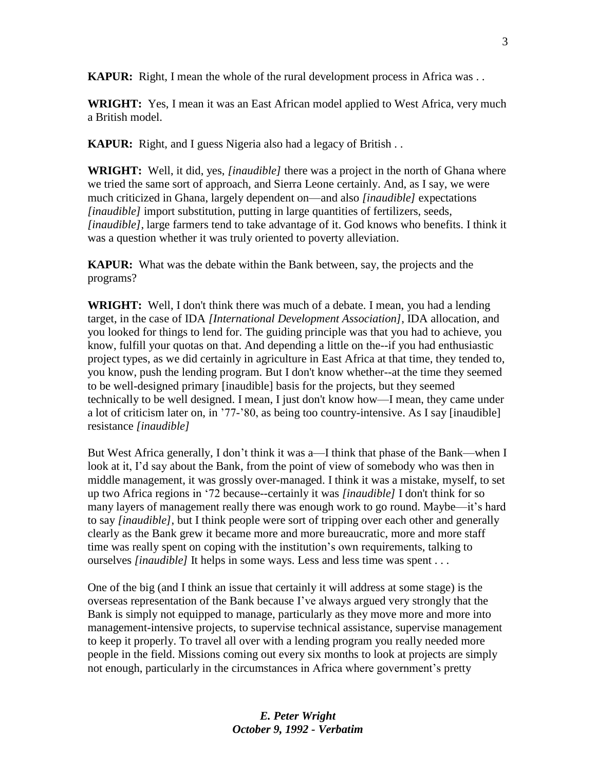**KAPUR:** Right, I mean the whole of the rural development process in Africa was . .

**WRIGHT:** Yes, I mean it was an East African model applied to West Africa, very much a British model.

**KAPUR:** Right, and I guess Nigeria also had a legacy of British . .

**WRIGHT:** Well, it did, yes, *[inaudible]* there was a project in the north of Ghana where we tried the same sort of approach, and Sierra Leone certainly. And, as I say, we were much criticized in Ghana, largely dependent on—and also *[inaudible]* expectations *[inaudible]* import substitution, putting in large quantities of fertilizers, seeds, *[inaudible]*, large farmers tend to take advantage of it. God knows who benefits. I think it was a question whether it was truly oriented to poverty alleviation.

**KAPUR:** What was the debate within the Bank between, say, the projects and the programs?

**WRIGHT:** Well, I don't think there was much of a debate. I mean, you had a lending target, in the case of IDA *[International Development Association]*, IDA allocation, and you looked for things to lend for. The guiding principle was that you had to achieve, you know, fulfill your quotas on that. And depending a little on the--if you had enthusiastic project types, as we did certainly in agriculture in East Africa at that time, they tended to, you know, push the lending program. But I don't know whether--at the time they seemed to be well-designed primary [inaudible] basis for the projects, but they seemed technically to be well designed. I mean, I just don't know how—I mean, they came under a lot of criticism later on, in '77-'80, as being too country-intensive. As I say [inaudible] resistance *[inaudible]*

But West Africa generally, I don't think it was a—I think that phase of the Bank—when I look at it, I'd say about the Bank, from the point of view of somebody who was then in middle management, it was grossly over-managed. I think it was a mistake, myself, to set up two Africa regions in '72 because--certainly it was *[inaudible]* I don't think for so many layers of management really there was enough work to go round. Maybe—it's hard to say *[inaudible]*, but I think people were sort of tripping over each other and generally clearly as the Bank grew it became more and more bureaucratic, more and more staff time was really spent on coping with the institution's own requirements, talking to ourselves *[inaudible]* It helps in some ways. Less and less time was spent . . .

One of the big (and I think an issue that certainly it will address at some stage) is the overseas representation of the Bank because I've always argued very strongly that the Bank is simply not equipped to manage, particularly as they move more and more into management-intensive projects, to supervise technical assistance, supervise management to keep it properly. To travel all over with a lending program you really needed more people in the field. Missions coming out every six months to look at projects are simply not enough, particularly in the circumstances in Africa where government's pretty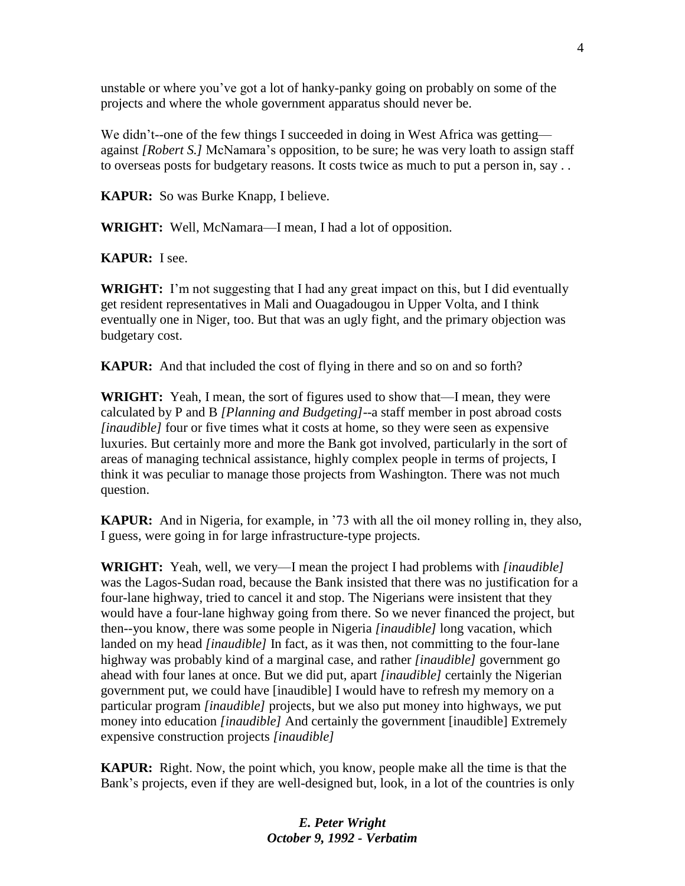unstable or where you've got a lot of hanky-panky going on probably on some of the projects and where the whole government apparatus should never be.

We didn't--one of the few things I succeeded in doing in West Africa was getting—against *[Robert S.]* McNamara's opposition, to be sure; he was very loath to assign staff to overseas posts for budgetary reasons. It costs twice as much to put a person in, say . .

**KAPUR:** So was Burke Knapp, I believe.

**WRIGHT:** Well, McNamara—I mean, I had a lot of opposition.

**KAPUR:** I see.

**WRIGHT:** I'm not suggesting that I had any great impact on this, but I did eventually get resident representatives in Mali and Ouagadougou in Upper Volta, and I think eventually one in Niger, too. But that was an ugly fight, and the primary objection was budgetary cost.

**KAPUR:** And that included the cost of flying in there and so on and so forth?

**WRIGHT:** Yeah, I mean, the sort of figures used to show that—I mean, they were calculated by P and B *[Planning and Budgeting]*--a staff member in post abroad costs *[inaudible]* four or five times what it costs at home, so they were seen as expensive luxuries. But certainly more and more the Bank got involved, particularly in the sort of areas of managing technical assistance, highly complex people in terms of projects, I think it was peculiar to manage those projects from Washington. There was not much question.

**KAPUR:** And in Nigeria, for example, in '73 with all the oil money rolling in, they also, I guess, were going in for large infrastructure-type projects.

**WRIGHT:** Yeah, well, we very—I mean the project I had problems with *[inaudible]* was the Lagos-Sudan road, because the Bank insisted that there was no justification for a four-lane highway, tried to cancel it and stop. The Nigerians were insistent that they would have a four-lane highway going from there. So we never financed the project, but then--you know, there was some people in Nigeria *[inaudible]* long vacation, which landed on my head *[inaudible]* In fact, as it was then, not committing to the four-lane highway was probably kind of a marginal case, and rather *[inaudible]* government go ahead with four lanes at once. But we did put, apart *[inaudible]* certainly the Nigerian government put, we could have [inaudible] I would have to refresh my memory on a particular program *[inaudible]* projects, but we also put money into highways, we put money into education *[inaudible]* And certainly the government [inaudible] Extremely expensive construction projects *[inaudible]*

**KAPUR:** Right. Now, the point which, you know, people make all the time is that the Bank's projects, even if they are well-designed but, look, in a lot of the countries is only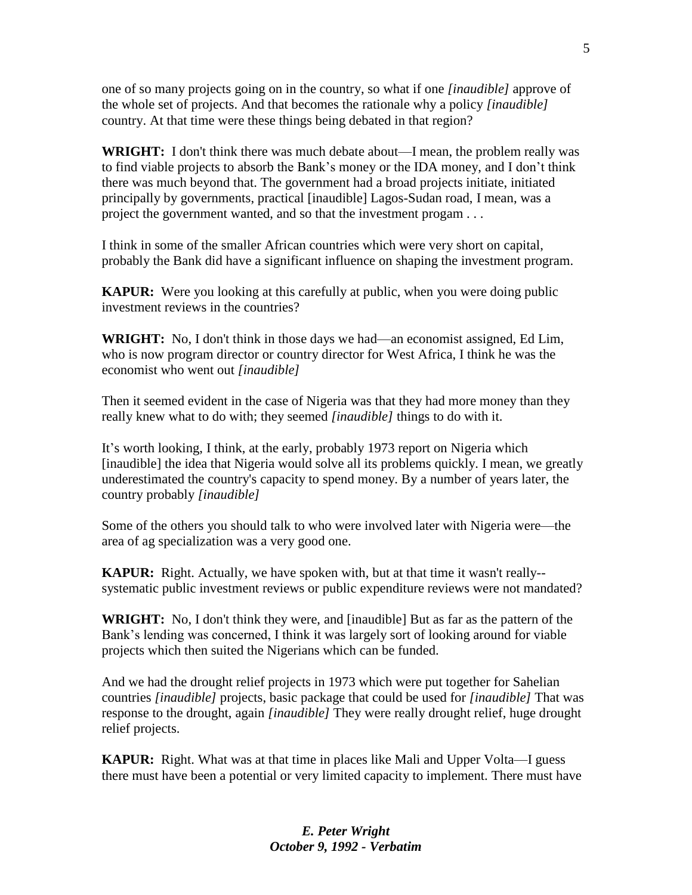one of so many projects going on in the country, so what if one *[inaudible]* approve of the whole set of projects. And that becomes the rationale why a policy *[inaudible]* country. At that time were these things being debated in that region?

**WRIGHT:** I don't think there was much debate about—I mean, the problem really was to find viable projects to absorb the Bank's money or the IDA money, and I don't think there was much beyond that. The government had a broad projects initiate, initiated principally by governments, practical [inaudible] Lagos-Sudan road, I mean, was a project the government wanted, and so that the investment progam . . .

I think in some of the smaller African countries which were very short on capital, probably the Bank did have a significant influence on shaping the investment program.

**KAPUR:** Were you looking at this carefully at public, when you were doing public investment reviews in the countries?

**WRIGHT:** No, I don't think in those days we had—an economist assigned, Ed Lim, who is now program director or country director for West Africa, I think he was the economist who went out *[inaudible]*

Then it seemed evident in the case of Nigeria was that they had more money than they really knew what to do with; they seemed *[inaudible]* things to do with it.

It's worth looking, I think, at the early, probably 1973 report on Nigeria which [inaudible] the idea that Nigeria would solve all its problems quickly. I mean, we greatly underestimated the country's capacity to spend money. By a number of years later, the country probably *[inaudible]*

Some of the others you should talk to who were involved later with Nigeria were—the area of ag specialization was a very good one.

**KAPUR:** Right. Actually, we have spoken with, but at that time it wasn't really--systematic public investment reviews or public expenditure reviews were not mandated?

**WRIGHT:** No, I don't think they were, and [inaudible] But as far as the pattern of the Bank's lending was concerned, I think it was largely sort of looking around for viable projects which then suited the Nigerians which can be funded.

And we had the drought relief projects in 1973 which were put together for Sahelian countries *[inaudible]* projects, basic package that could be used for *[inaudible]* That was response to the drought, again *[inaudible]* They were really drought relief, huge drought relief projects.

**KAPUR:** Right. What was at that time in places like Mali and Upper Volta—I guess there must have been a potential or very limited capacity to implement. There must have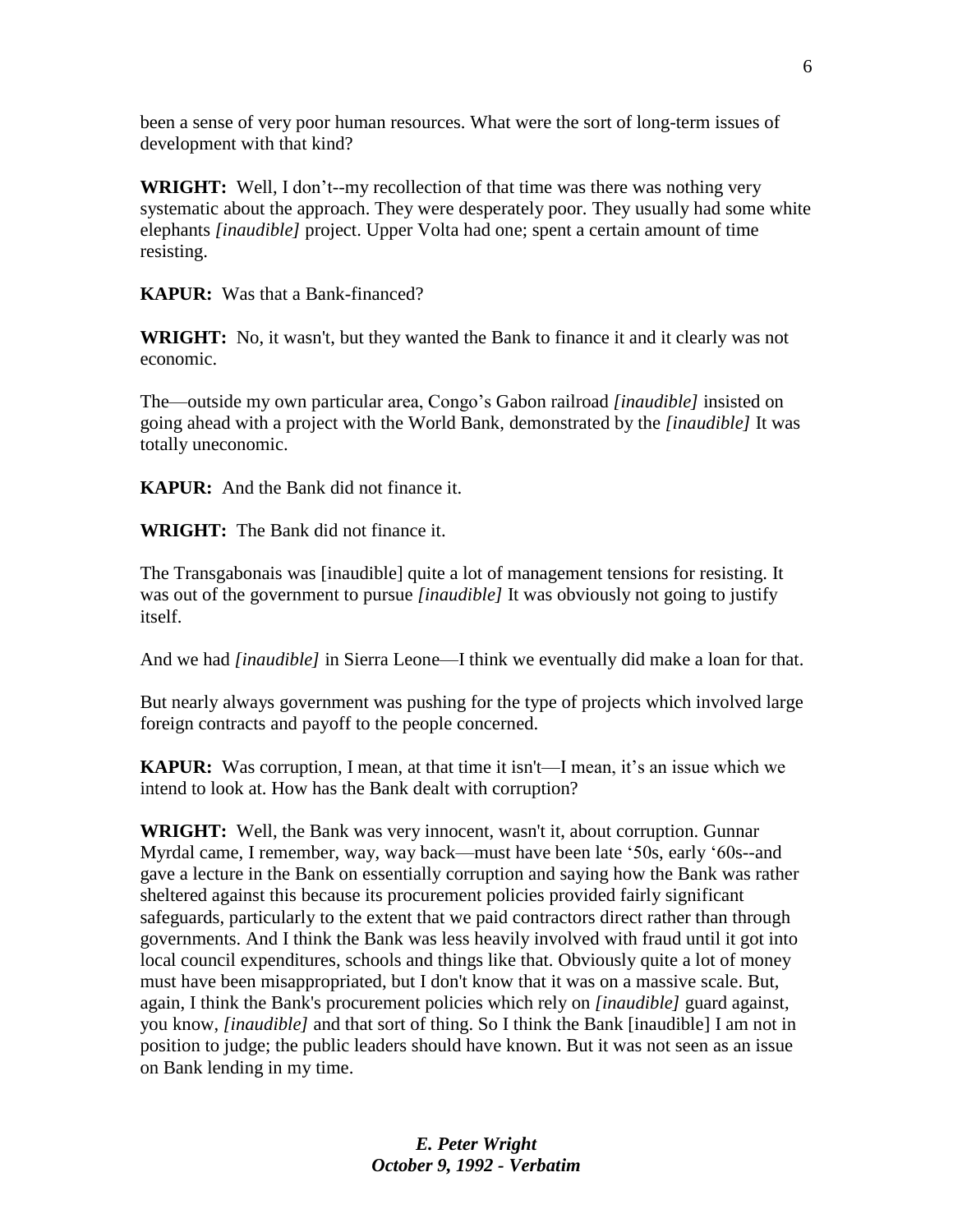been a sense of very poor human resources. What were the sort of long-term issues of development with that kind?

**WRIGHT:** Well, I don't--my recollection of that time was there was nothing very systematic about the approach. They were desperately poor. They usually had some white elephants *[inaudible]* project. Upper Volta had one; spent a certain amount of time resisting.

**KAPUR:** Was that a Bank-financed?

**WRIGHT:** No, it wasn't, but they wanted the Bank to finance it and it clearly was not economic.

The—outside my own particular area, Congo's Gabon railroad *[inaudible]* insisted on going ahead with a project with the World Bank, demonstrated by the *[inaudible]* It was totally uneconomic.

**KAPUR:** And the Bank did not finance it.

**WRIGHT:** The Bank did not finance it.

The Transgabonais was [inaudible] quite a lot of management tensions for resisting. It was out of the government to pursue *[inaudible]* It was obviously not going to justify itself.

And we had *[inaudible]* in Sierra Leone—I think we eventually did make a loan for that.

But nearly always government was pushing for the type of projects which involved large foreign contracts and payoff to the people concerned.

**KAPUR:** Was corruption, I mean, at that time it isn't—I mean, it's an issue which we intend to look at. How has the Bank dealt with corruption?

**WRIGHT:** Well, the Bank was very innocent, wasn't it, about corruption. Gunnar Myrdal came, I remember, way, way back—must have been late '50s, early '60s--and gave a lecture in the Bank on essentially corruption and saying how the Bank was rather sheltered against this because its procurement policies provided fairly significant safeguards, particularly to the extent that we paid contractors direct rather than through governments. And I think the Bank was less heavily involved with fraud until it got into local council expenditures, schools and things like that. Obviously quite a lot of money must have been misappropriated, but I don't know that it was on a massive scale. But, again, I think the Bank's procurement policies which rely on *[inaudible]* guard against, you know, *[inaudible]* and that sort of thing. So I think the Bank [inaudible] I am not in position to judge; the public leaders should have known. But it was not seen as an issue on Bank lending in my time.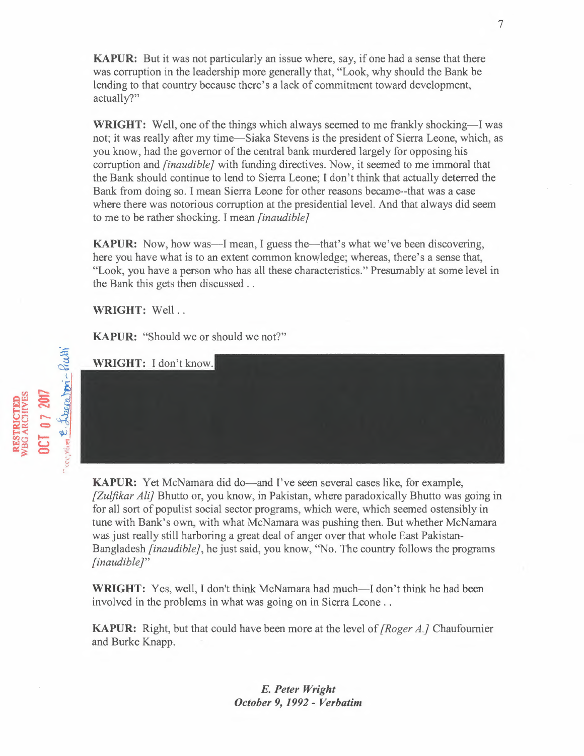**KAPUR:** But it was not particularly an issue where, say, if one had a sense that there was corruption in the leadership more generally that, "Look, why should the Bank be lending to that country because there's a lack of commitment toward development, actually?"

**WRIGHT:** Well, one of the things which always seemed to me frankly shocking—I was not; it was really after my time—Siaka Stevens is the president of Sierra Leone, which, as you know, had the governor of the central bank murdered largely for opposing his corruption and *[inaudible]* with funding directives. Now, it seemed to me immoral that the Bank should continue to lend to Sierra Leone; I don't think that actually deterred the Bank from doing so. I mean Sierra Leone for other reasons became--that was a case where there was notorious corruption at the presidential level. And that always did seem to me to be rather shocking. I mean *[inaudible]*

**KAPUR:** Now, how was—I mean, I guess the—that's what we've been discovering, here you have what is to an extent common knowledge; whereas, there's a sense that, "Look, you have a person who has all these characteristics." Presumably at some level in the Bank this gets then discussed . .

**WRIGHT:** Well . .

**KAPUR:** "Should we or should we not?"

**WRIGHT:** I don't know.

**KAPUR:** Yet McNamara did do—and I've seen several cases like, for example, *[Zulfikar Ali]* Bhutto or, you know, in Pakistan, where paradoxically Bhutto was going in for all sort of populist social sector programs, which were, which seemed ostensibly in tune with Bank's own, with what McNamara was pushing then. But whether McNamara was just really still harboring a great deal of anger over that whole East Pakistan-Bangladesh *[inaudible]*, he just said, you know, "No. The country follows the programs *[inaudible]*"

**WRIGHT:** Yes, well, I don't think McNamara had much—I don't think he had been involved in the problems in what was going on in Sierra Leone . .

**KAPUR:** Right, but that could have been more at the level of *[Roger A.]* Chaufournier and Burke Knapp.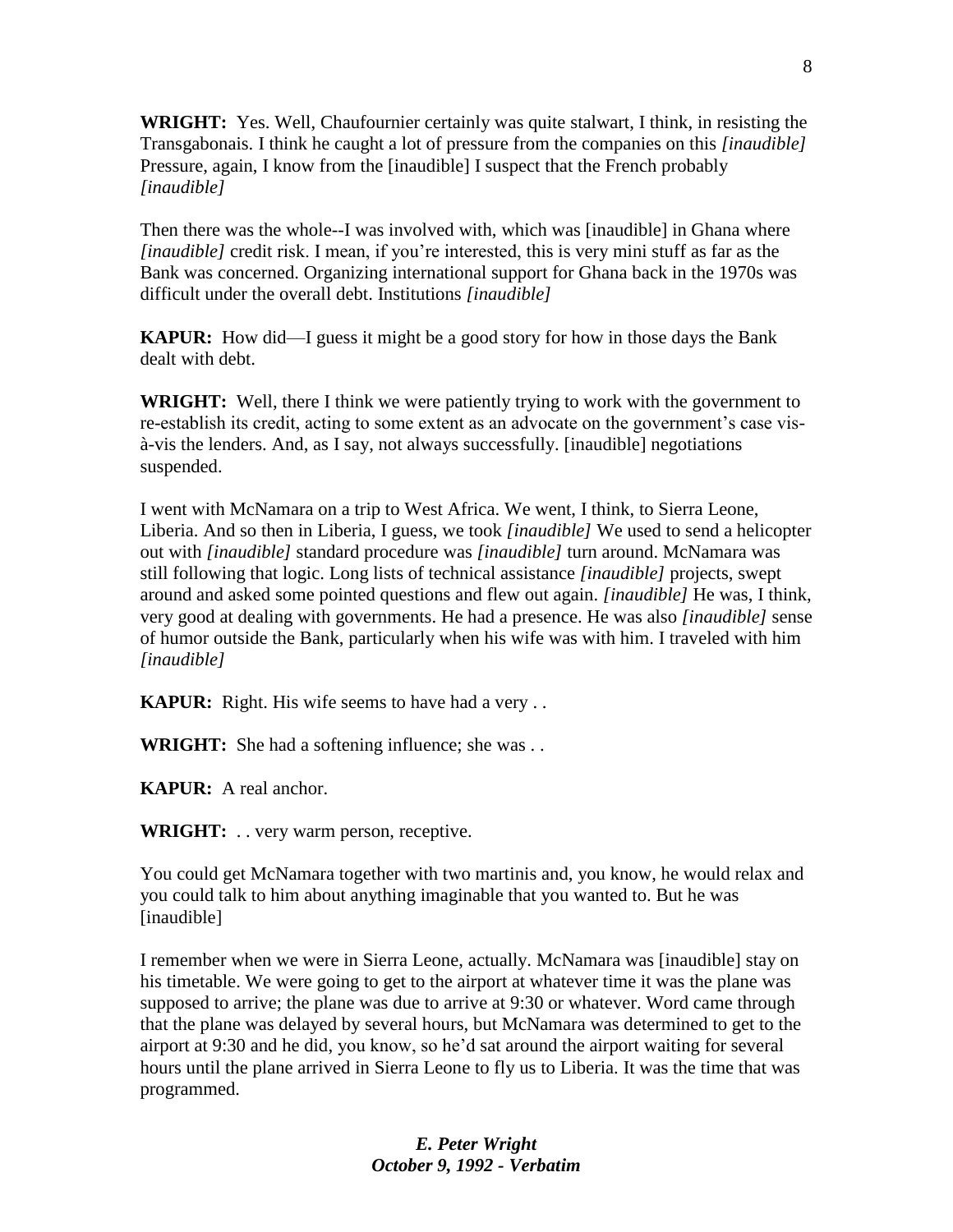**WRIGHT:** Yes. Well, Chaufournier certainly was quite stalwart, I think, in resisting the Transgabonais. I think he caught a lot of pressure from the companies on this *[inaudible]* Pressure, again, I know from the [inaudible] I suspect that the French probably *[inaudible]*

Then there was the whole--I was involved with, which was [inaudible] in Ghana where *[inaudible]* credit risk. I mean, if you're interested, this is very mini stuff as far as the Bank was concerned. Organizing international support for Ghana back in the 1970s was difficult under the overall debt. Institutions *[inaudible]*

**KAPUR:** How did—I guess it might be a good story for how in those days the Bank dealt with debt.

**WRIGHT:** Well, there I think we were patiently trying to work with the government to re-establish its credit, acting to some extent as an advocate on the government's case vis-à-vis the lenders. And, as I say, not always successfully. [inaudible] negotiations suspended.

I went with McNamara on a trip to West Africa. We went, I think, to Sierra Leone, Liberia. And so then in Liberia, I guess, we took *[inaudible]* We used to send a helicopter out with *[inaudible]* standard procedure was *[inaudible]* turn around. McNamara was still following that logic. Long lists of technical assistance *[inaudible]* projects, swept around and asked some pointed questions and flew out again. *[inaudible]* He was, I think, very good at dealing with governments. He had a presence. He was also *[inaudible]* sense of humor outside the Bank, particularly when his wife was with him. I traveled with him *[inaudible]*

**KAPUR:** Right. His wife seems to have had a very . .

**WRIGHT:** She had a softening influence; she was . .

**KAPUR:** A real anchor.

**WRIGHT:** . . very warm person, receptive.

You could get McNamara together with two martinis and, you know, he would relax and you could talk to him about anything imaginable that you wanted to. But he was [inaudible]

I remember when we were in Sierra Leone, actually. McNamara was [inaudible] stay on his timetable. We were going to get to the airport at whatever time it was the plane was supposed to arrive; the plane was due to arrive at 9:30 or whatever. Word came through that the plane was delayed by several hours, but McNamara was determined to get to the airport at 9:30 and he did, you know, so he'd sat around the airport waiting for several hours until the plane arrived in Sierra Leone to fly us to Liberia. It was the time that was programmed.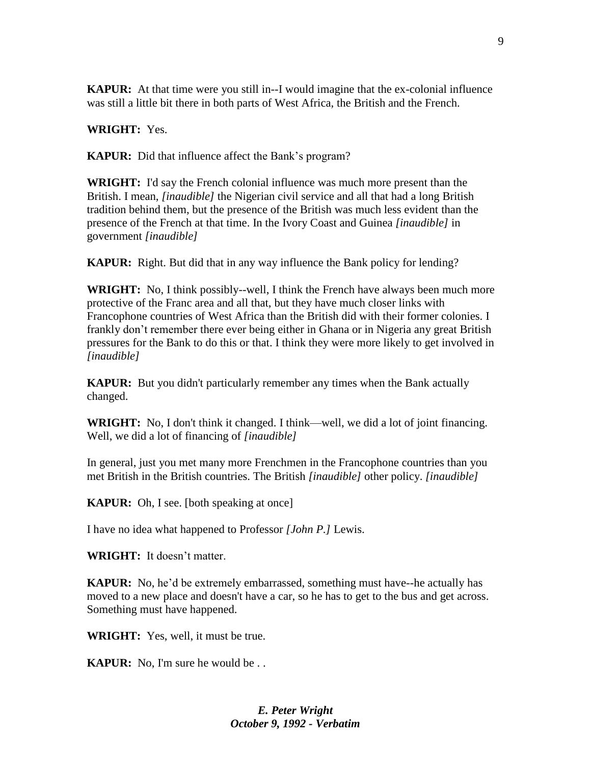**KAPUR:** At that time were you still in--I would imagine that the ex-colonial influence was still a little bit there in both parts of West Africa, the British and the French.

**WRIGHT:** Yes.

**KAPUR:** Did that influence affect the Bank's program?

**WRIGHT:** I'd say the French colonial influence was much more present than the British. I mean, *[inaudible]* the Nigerian civil service and all that had a long British tradition behind them, but the presence of the British was much less evident than the presence of the French at that time. In the Ivory Coast and Guinea *[inaudible]* in government *[inaudible]*

**KAPUR:** Right. But did that in any way influence the Bank policy for lending?

**WRIGHT:** No, I think possibly--well, I think the French have always been much more protective of the Franc area and all that, but they have much closer links with Francophone countries of West Africa than the British did with their former colonies. I frankly don't remember there ever being either in Ghana or in Nigeria any great British pressures for the Bank to do this or that. I think they were more likely to get involved in *[inaudible]*

**KAPUR:** But you didn't particularly remember any times when the Bank actually changed.

**WRIGHT:** No, I don't think it changed. I think—well, we did a lot of joint financing. Well, we did a lot of financing of *[inaudible]*

In general, just you met many more Frenchmen in the Francophone countries than you met British in the British countries. The British *[inaudible]* other policy. *[inaudible]*

**KAPUR:** Oh, I see. [both speaking at once]

I have no idea what happened to Professor *[John P.]* Lewis.

**WRIGHT:** It doesn't matter.

**KAPUR:** No, he'd be extremely embarrassed, something must have--he actually has moved to a new place and doesn't have a car, so he has to get to the bus and get across. Something must have happened.

**WRIGHT:** Yes, well, it must be true.

**KAPUR:** No, I'm sure he would be . .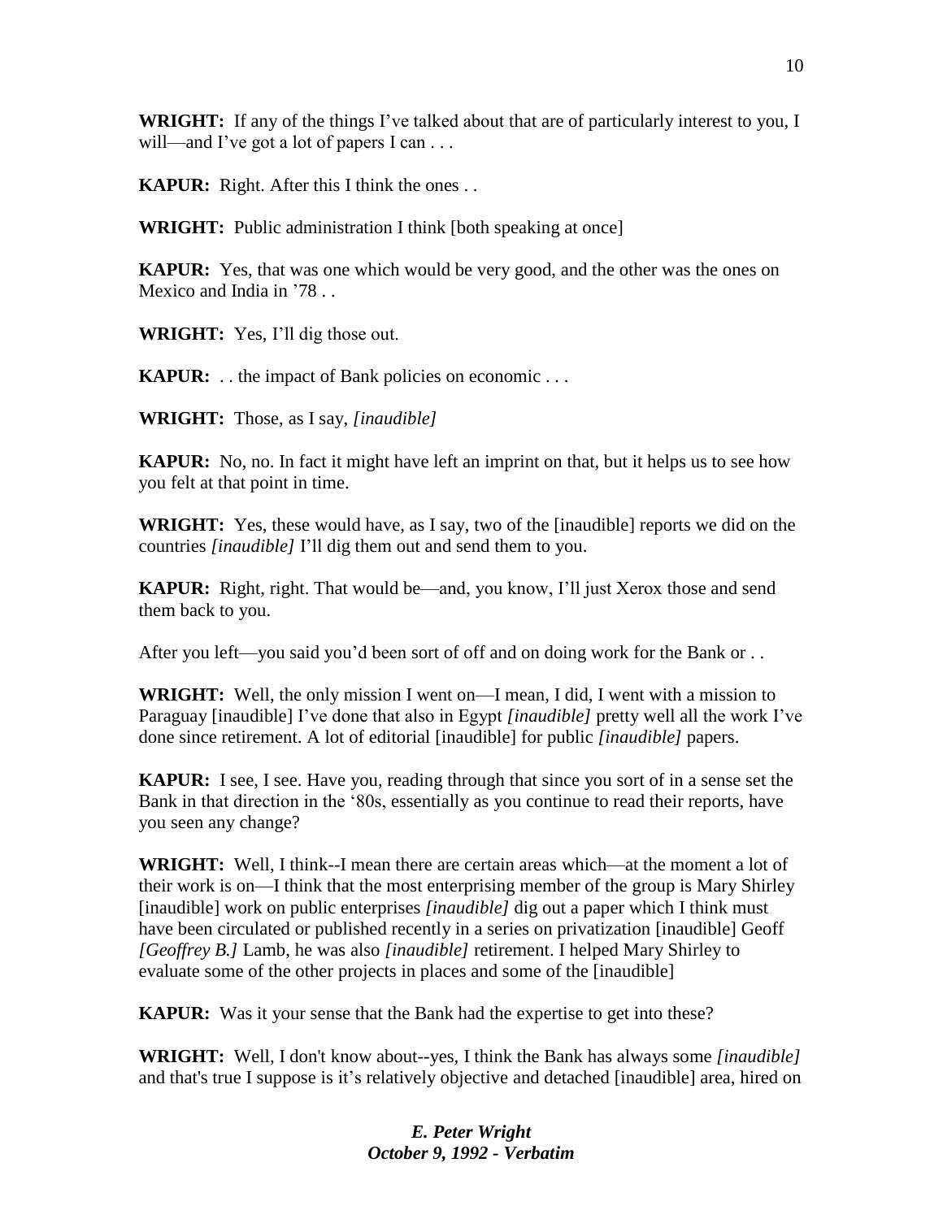**WRIGHT:** If any of the things I've talked about that are of particularly interest to you, I will—and I've got a lot of papers I can . . .

**KAPUR:** Right. After this I think the ones . .

**WRIGHT:** Public administration I think [both speaking at once]

**KAPUR:** Yes, that was one which would be very good, and the other was the ones on Mexico and India in '78 . .

**WRIGHT:** Yes, I'll dig those out.

**KAPUR:** . . the impact of Bank policies on economic . . .

**WRIGHT:** Those, as I say, *[inaudible]*

**KAPUR:** No, no. In fact it might have left an imprint on that, but it helps us to see how you felt at that point in time.

**WRIGHT:** Yes, these would have, as I say, two of the [inaudible] reports we did on the countries *[inaudible]* I'll dig them out and send them to you.

**KAPUR:** Right, right. That would be—and, you know, I'll just Xerox those and send them back to you.

After you left—you said you'd been sort of off and on doing work for the Bank or . .

**WRIGHT:** Well, the only mission I went on—I mean, I did, I went with a mission to Paraguay [inaudible] I've done that also in Egypt *[inaudible]* pretty well all the work I've done since retirement. A lot of editorial [inaudible] for public *[inaudible]* papers.

**KAPUR:** I see, I see. Have you, reading through that since you sort of in a sense set the Bank in that direction in the '80s, essentially as you continue to read their reports, have you seen any change?

**WRIGHT:** Well, I think--I mean there are certain areas which—at the moment a lot of their work is on—I think that the most enterprising member of the group is Mary Shirley [inaudible] work on public enterprises *[inaudible]* dig out a paper which I think must have been circulated or published recently in a series on privatization [inaudible] Geoff *[Geoffrey B.]* Lamb, he was also *[inaudible]* retirement. I helped Mary Shirley to evaluate some of the other projects in places and some of the [inaudible]

**KAPUR:** Was it your sense that the Bank had the expertise to get into these?

**WRIGHT:** Well, I don't know about--yes, I think the Bank has always some *[inaudible]* and that's true I suppose is it's relatively objective and detached [inaudible] area, hired on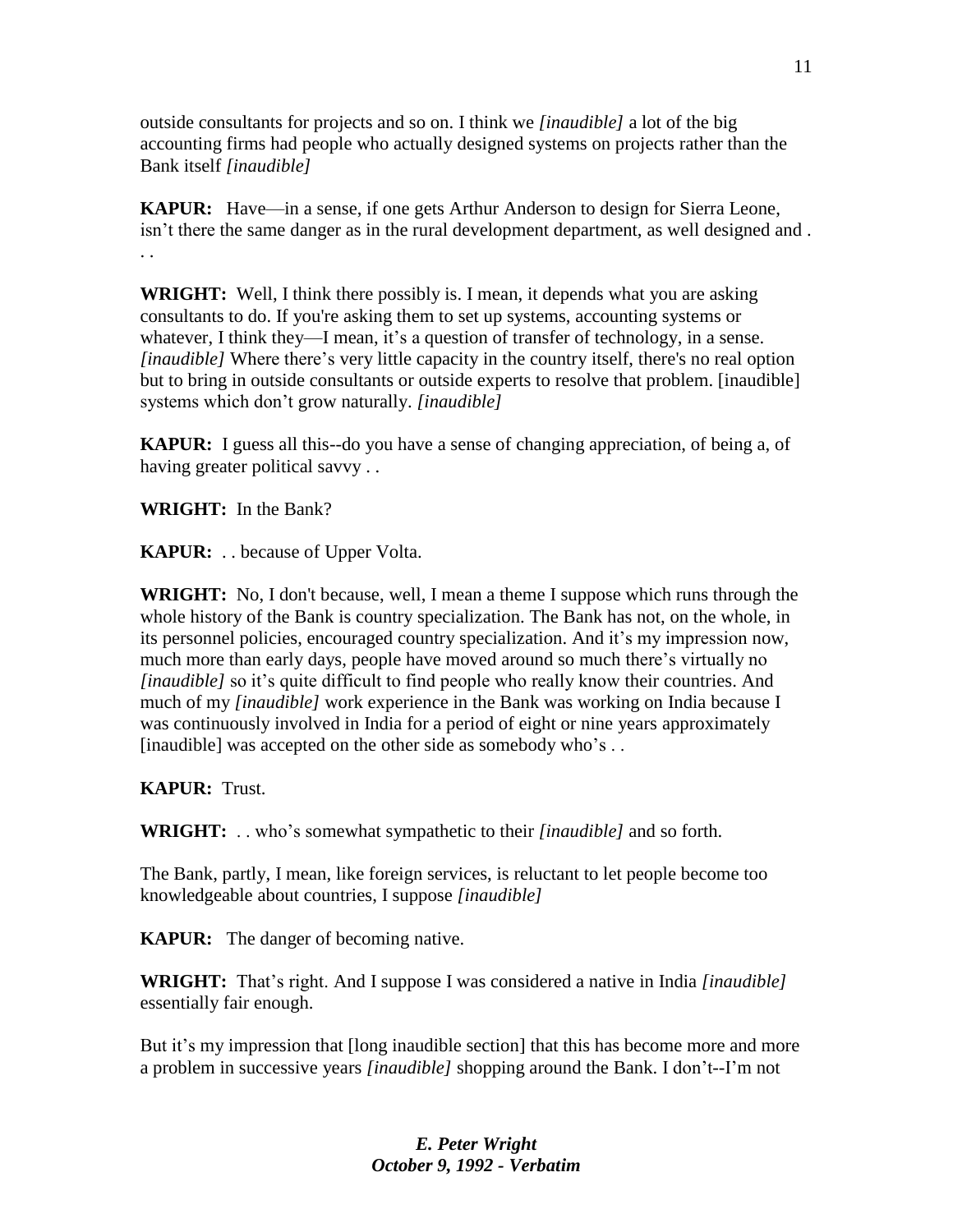outside consultants for projects and so on. I think we *[inaudible]* a lot of the big accounting firms had people who actually designed systems on projects rather than the Bank itself *[inaudible]*

**KAPUR:** Have—in a sense, if one gets Arthur Anderson to design for Sierra Leone, isn't there the same danger as in the rural development department, as well designed and . . .

**WRIGHT:** Well, I think there possibly is. I mean, it depends what you are asking consultants to do. If you're asking them to set up systems, accounting systems or whatever, I think they—I mean, it's a question of transfer of technology, in a sense. *[inaudible]* Where there's very little capacity in the country itself, there's no real option but to bring in outside consultants or outside experts to resolve that problem. [inaudible] systems which don't grow naturally. *[inaudible]*

**KAPUR:** I guess all this--do you have a sense of changing appreciation, of being a, of having greater political savvy . .

**WRIGHT:** In the Bank?

**KAPUR:** . . because of Upper Volta.

**WRIGHT:** No, I don't because, well, I mean a theme I suppose which runs through the whole history of the Bank is country specialization. The Bank has not, on the whole, in its personnel policies, encouraged country specialization. And it's my impression now, much more than early days, people have moved around so much there's virtually no *[inaudible]* so it's quite difficult to find people who really know their countries. And much of my *[inaudible]* work experience in the Bank was working on India because I was continuously involved in India for a period of eight or nine years approximately [inaudible] was accepted on the other side as somebody who's . .

**KAPUR:** Trust.

**WRIGHT:** . . who's somewhat sympathetic to their *[inaudible]* and so forth.

The Bank, partly, I mean, like foreign services, is reluctant to let people become too knowledgeable about countries, I suppose *[inaudible]*

**KAPUR:** The danger of becoming native.

**WRIGHT:** That's right. And I suppose I was considered a native in India *[inaudible]* essentially fair enough.

But it's my impression that [long inaudible section] that this has become more and more a problem in successive years *[inaudible]* shopping around the Bank. I don't--I'm not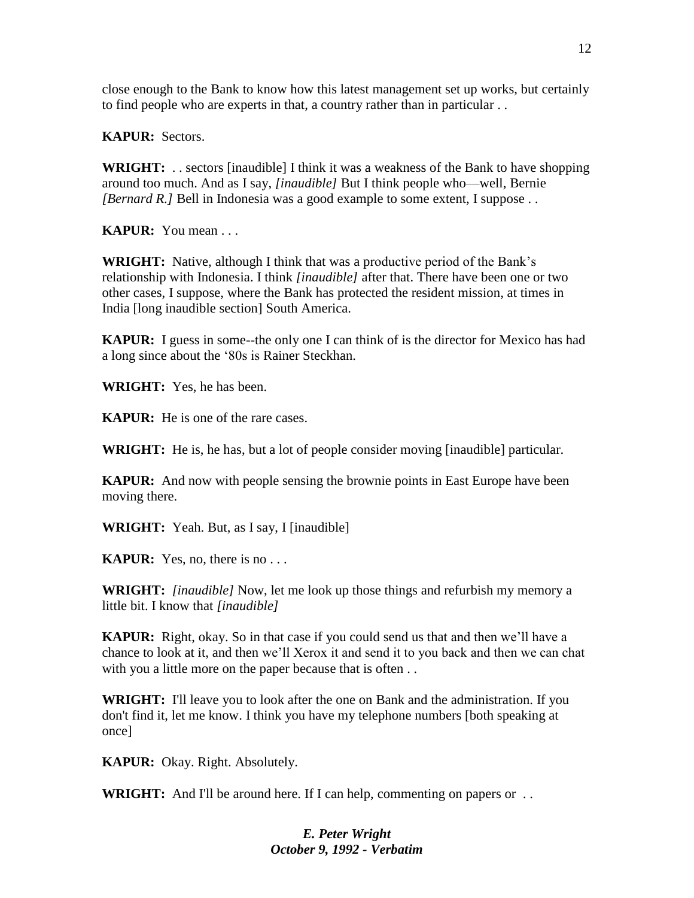close enough to the Bank to know how this latest management set up works, but certainly to find people who are experts in that, a country rather than in particular . .

**KAPUR:** Sectors.

**WRIGHT:** . . sectors [inaudible] I think it was a weakness of the Bank to have shopping around too much. And as I say, *[inaudible]* But I think people who—well, Bernie *[Bernard R.]* Bell in Indonesia was a good example to some extent, I suppose . .

**KAPUR:** You mean . . .

**WRIGHT:** Native, although I think that was a productive period of the Bank's relationship with Indonesia. I think *[inaudible]* after that. There have been one or two other cases, I suppose, where the Bank has protected the resident mission, at times in India [long inaudible section] South America.

**KAPUR:** I guess in some--the only one I can think of is the director for Mexico has had a long since about the '80s is Rainer Steckhan.

**WRIGHT:** Yes, he has been.

**KAPUR:** He is one of the rare cases.

**WRIGHT:** He is, he has, but a lot of people consider moving [inaudible] particular.

**KAPUR:** And now with people sensing the brownie points in East Europe have been moving there.

**WRIGHT:** Yeah. But, as I say, I [inaudible]

**KAPUR:** Yes, no, there is no . . .

**WRIGHT:** *[inaudible]* Now, let me look up those things and refurbish my memory a little bit. I know that *[inaudible]*

**KAPUR:** Right, okay. So in that case if you could send us that and then we'll have a chance to look at it, and then we'll Xerox it and send it to you back and then we can chat with you a little more on the paper because that is often . .

**WRIGHT:** I'll leave you to look after the one on Bank and the administration. If you don't find it, let me know. I think you have my telephone numbers [both speaking at once]

**KAPUR:** Okay. Right. Absolutely.

**WRIGHT:** And I'll be around here. If I can help, commenting on papers or . .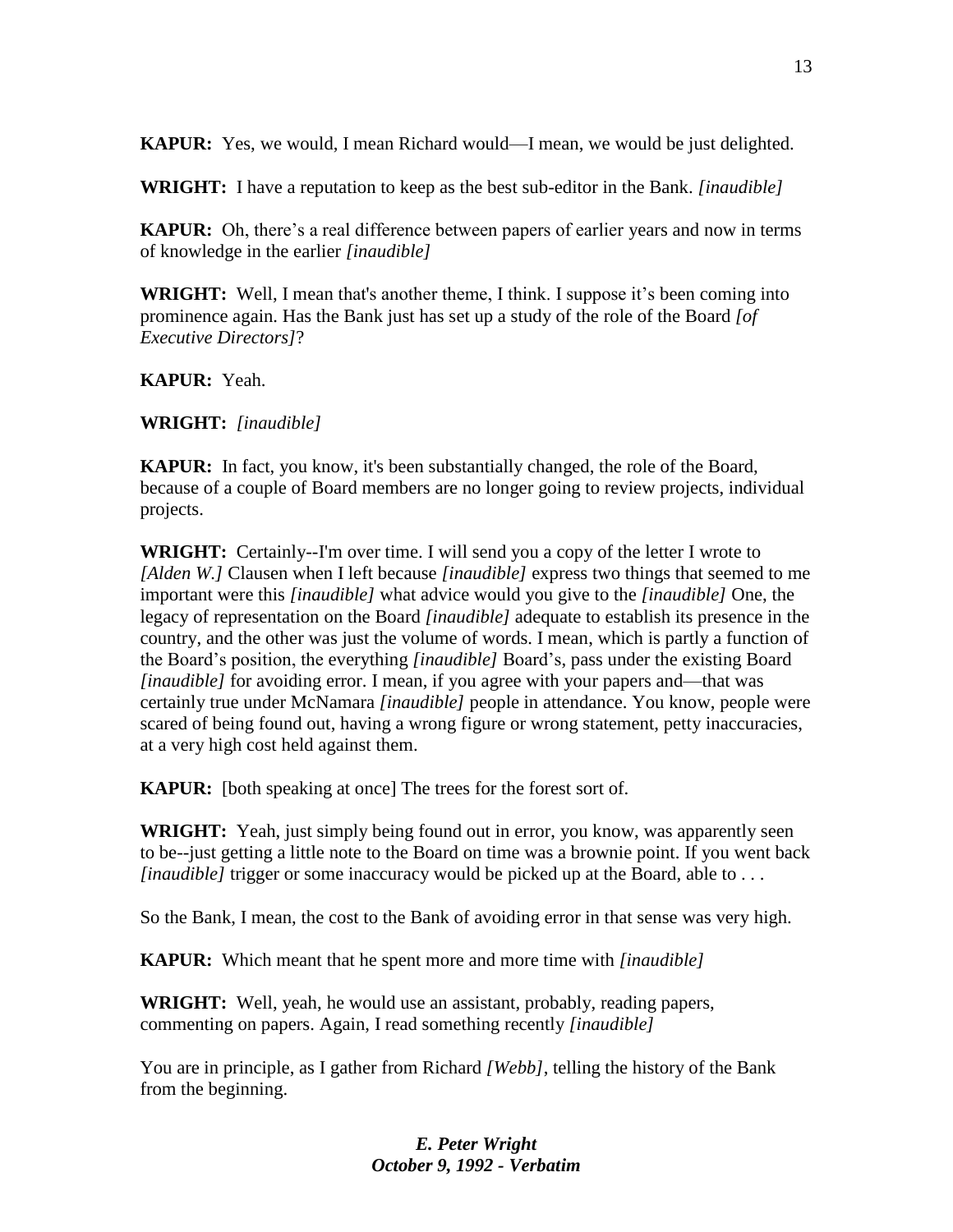**KAPUR:** Yes, we would, I mean Richard would—I mean, we would be just delighted.

**WRIGHT:** I have a reputation to keep as the best sub-editor in the Bank. *[inaudible]*

**KAPUR:** Oh, there's a real difference between papers of earlier years and now in terms of knowledge in the earlier *[inaudible]*

**WRIGHT:** Well, I mean that's another theme, I think. I suppose it's been coming into prominence again. Has the Bank just has set up a study of the role of the Board *[of Executive Directors]*?

**KAPUR:** Yeah.

**WRIGHT:** *[inaudible]*

**KAPUR:** In fact, you know, it's been substantially changed, the role of the Board, because of a couple of Board members are no longer going to review projects, individual projects.

**WRIGHT:** Certainly--I'm over time. I will send you a copy of the letter I wrote to *[Alden W.]* Clausen when I left because *[inaudible]* express two things that seemed to me important were this *[inaudible]* what advice would you give to the *[inaudible]* One, the legacy of representation on the Board *[inaudible]* adequate to establish its presence in the country, and the other was just the volume of words. I mean, which is partly a function of the Board's position, the everything *[inaudible]* Board's, pass under the existing Board *[inaudible]* for avoiding error. I mean, if you agree with your papers and—that was certainly true under McNamara *[inaudible]* people in attendance. You know, people were scared of being found out, having a wrong figure or wrong statement, petty inaccuracies, at a very high cost held against them.

**KAPUR:** [both speaking at once] The trees for the forest sort of.

**WRIGHT:** Yeah, just simply being found out in error, you know, was apparently seen to be--just getting a little note to the Board on time was a brownie point. If you went back *[inaudible]* trigger or some inaccuracy would be picked up at the Board, able to . . .

So the Bank, I mean, the cost to the Bank of avoiding error in that sense was very high.

**KAPUR:** Which meant that he spent more and more time with *[inaudible]*

**WRIGHT:** Well, yeah, he would use an assistant, probably, reading papers, commenting on papers. Again, I read something recently *[inaudible]*

You are in principle, as I gather from Richard *[Webb]*, telling the history of the Bank from the beginning.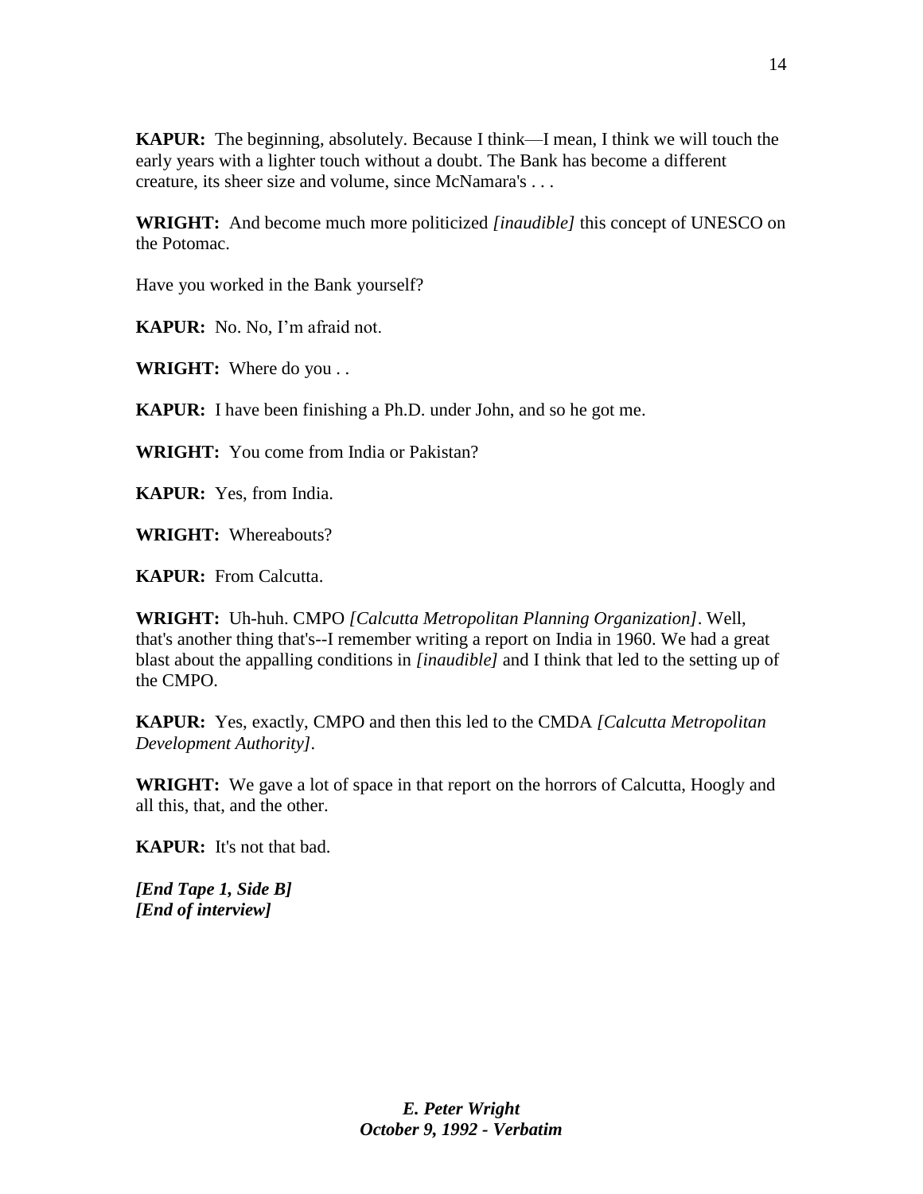**KAPUR:** The beginning, absolutely. Because I think—I mean, I think we will touch the early years with a lighter touch without a doubt. The Bank has become a different creature, its sheer size and volume, since McNamara's . . .

**WRIGHT:** And become much more politicized *[inaudible]* this concept of UNESCO on the Potomac.

Have you worked in the Bank yourself?

**KAPUR:** No. No, I'm afraid not.

**WRIGHT:** Where do you . .

**KAPUR:** I have been finishing a Ph.D. under John, and so he got me.

**WRIGHT:** You come from India or Pakistan?

**KAPUR:** Yes, from India.

**WRIGHT:** Whereabouts?

**KAPUR:** From Calcutta.

**WRIGHT:** Uh-huh. CMPO *[Calcutta Metropolitan Planning Organization]*. Well, that's another thing that's--I remember writing a report on India in 1960. We had a great blast about the appalling conditions in *[inaudible]* and I think that led to the setting up of the CMPO.

**KAPUR:** Yes, exactly, CMPO and then this led to the CMDA *[Calcutta Metropolitan Development Authority]*.

**WRIGHT:** We gave a lot of space in that report on the horrors of Calcutta, Hoogly and all this, that, and the other.

**KAPUR:** It's not that bad.

***[End Tape 1, Side B]***
***[End of interview]***